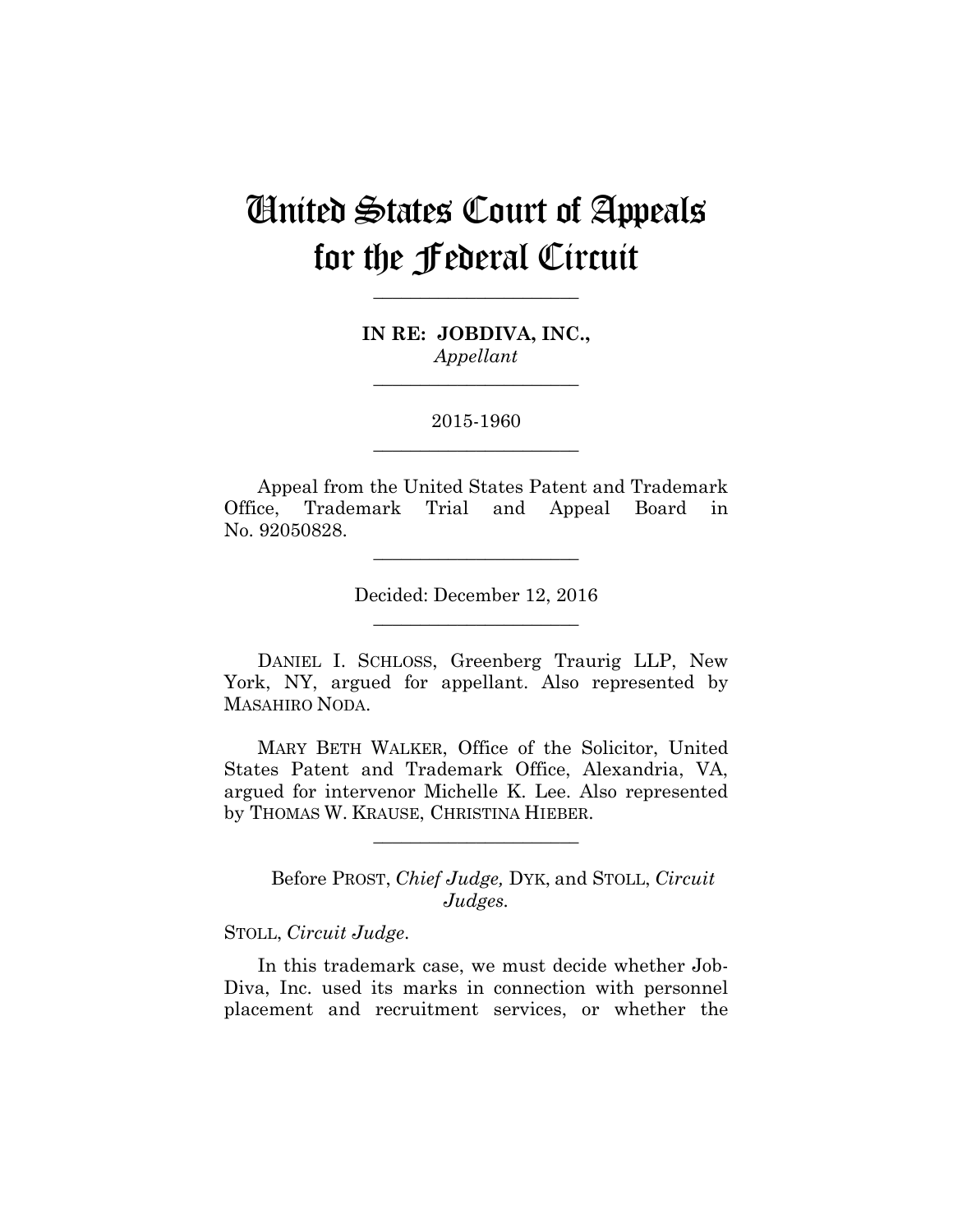# United States Court of Appeals for the Federal Circuit

---

**IN RE: JOBDIVA, INC.,**
*Appellant*

---

2015-1960

---

Appeal from the United States Patent and Trademark Office, Trademark Trial and Appeal Board in No. 92050828.

---

Decided: December 12, 2016

---

DANIEL I. SCHLOSS, Greenberg Traurig LLP, New York, NY, argued for appellant. Also represented by MASAHIRO NODA.

MARY BETH WALKER, Office of the Solicitor, United States Patent and Trademark Office, Alexandria, VA, argued for intervenor Michelle K. Lee. Also represented by THOMAS W. KRAUSE, CHRISTINA HIEBER.

---

Before PROST, *Chief Judge,* DYK, and STOLL, *Circuit Judges.*

STOLL, *Circuit Judge*.

In this trademark case, we must decide whether Job-Diva, Inc. used its marks in connection with personnel placement and recruitment services, or whether the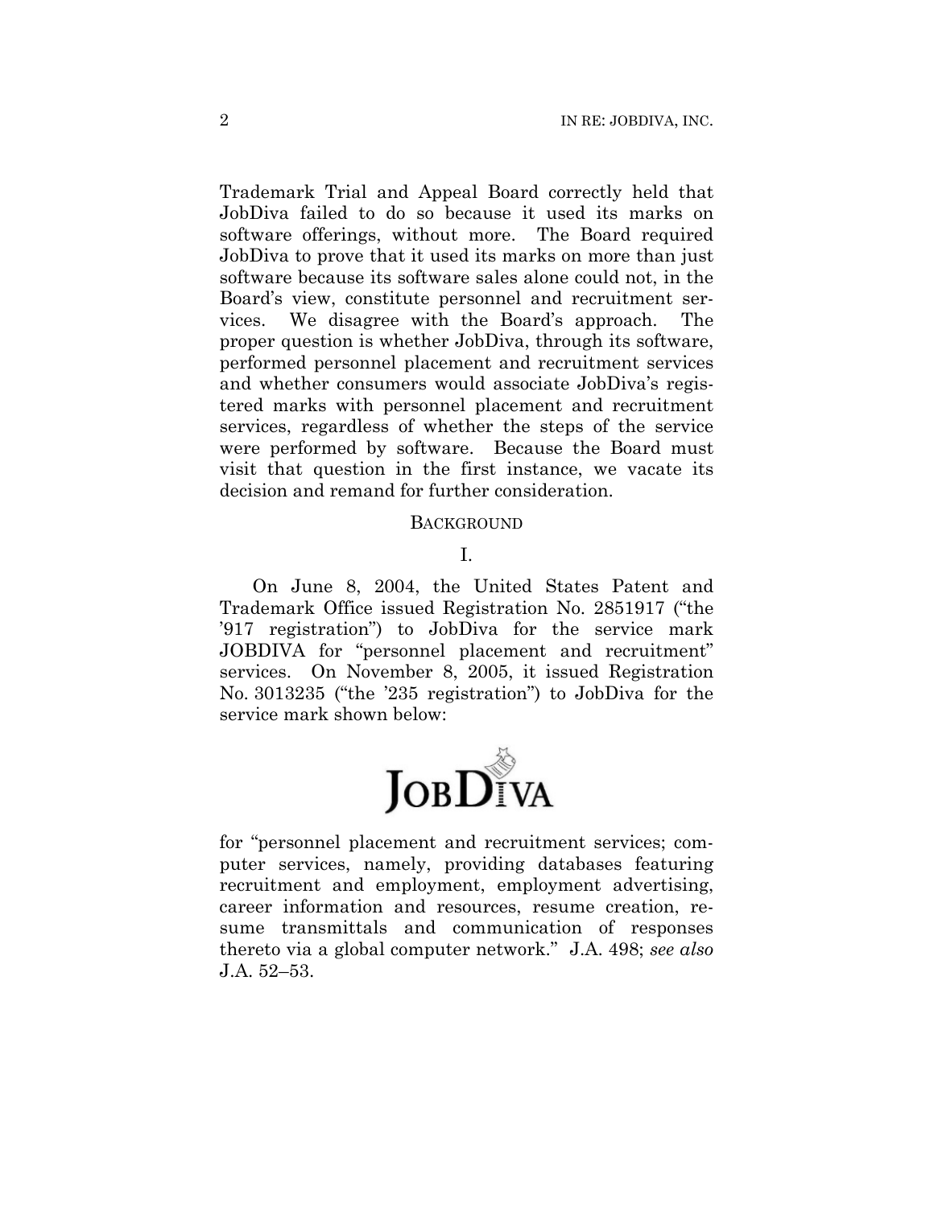Trademark Trial and Appeal Board correctly held that JobDiva failed to do so because it used its marks on software offerings, without more. The Board required JobDiva to prove that it used its marks on more than just software because its software sales alone could not, in the Board's view, constitute personnel and recruitment services. We disagree with the Board's approach. The proper question is whether JobDiva, through its software, performed personnel placement and recruitment services and whether consumers would associate JobDiva's registered marks with personnel placement and recruitment services, regardless of whether the steps of the service were performed by software. Because the Board must visit that question in the first instance, we vacate its decision and remand for further consideration.

## BACKGROUND

### I.

On June 8, 2004, the United States Patent and Trademark Office issued Registration No. 2851917 ("the '917 registration") to JobDiva for the service mark JOBDIVA for "personnel placement and recruitment" services. On November 8, 2005, it issued Registration No. 3013235 ("the '235 registration") to JobDiva for the service mark shown below:

for "personnel placement and recruitment services; computer services, namely, providing databases featuring recruitment and employment, employment advertising, career information and resources, resume creation, resume transmittals and communication of responses thereto via a global computer network." J.A. 498; *see also* J.A. 52–53.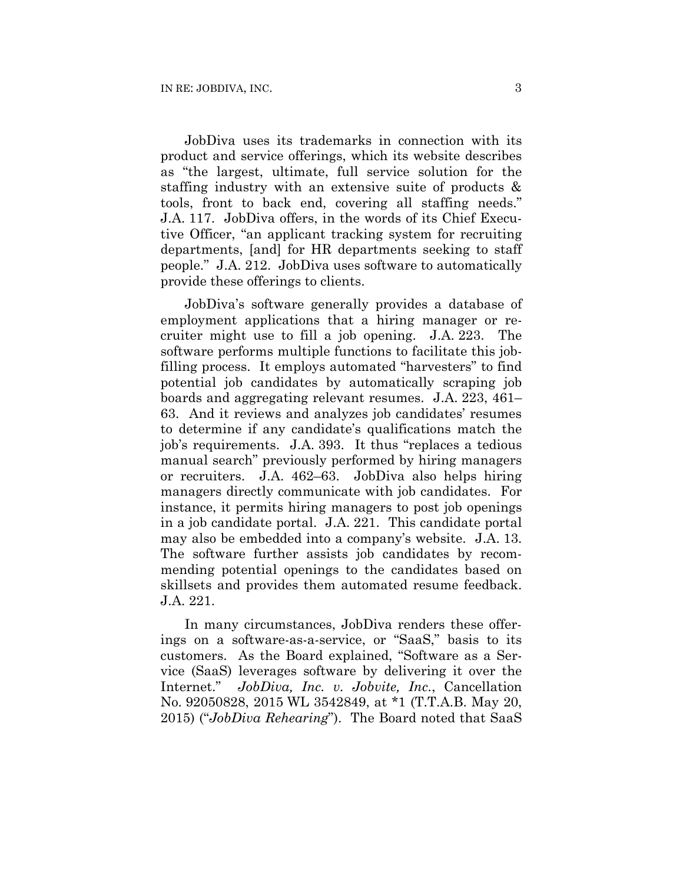JobDiva uses its trademarks in connection with its product and service offerings, which its website describes as "the largest, ultimate, full service solution for the staffing industry with an extensive suite of products & tools, front to back end, covering all staffing needs." J.A. 117. JobDiva offers, in the words of its Chief Executive Officer, "an applicant tracking system for recruiting departments, [and] for HR departments seeking to staff people." J.A. 212. JobDiva uses software to automatically provide these offerings to clients.

JobDiva's software generally provides a database of employment applications that a hiring manager or recruiter might use to fill a job opening. J.A. 223. The software performs multiple functions to facilitate this job-filling process. It employs automated "harvesters" to find potential job candidates by automatically scraping job boards and aggregating relevant resumes. J.A. 223, 461–63. And it reviews and analyzes job candidates' resumes to determine if any candidate's qualifications match the job's requirements. J.A. 393. It thus "replaces a tedious manual search" previously performed by hiring managers or recruiters. J.A. 462–63. JobDiva also helps hiring managers directly communicate with job candidates. For instance, it permits hiring managers to post job openings in a job candidate portal. J.A. 221. This candidate portal may also be embedded into a company's website. J.A. 13. The software further assists job candidates by recommending potential openings to the candidates based on skillsets and provides them automated resume feedback. J.A. 221.

In many circumstances, JobDiva renders these offerings on a software-as-a-service, or "SaaS," basis to its customers. As the Board explained, "Software as a Service (SaaS) leverages software by delivering it over the Internet." *JobDiva, Inc. v. Jobvite, Inc.*, Cancellation No. 92050828, 2015 WL 3542849, at *1 (T.T.A.B. May 20, 2015) ("*JobDiva Rehearing*"). The Board noted that SaaS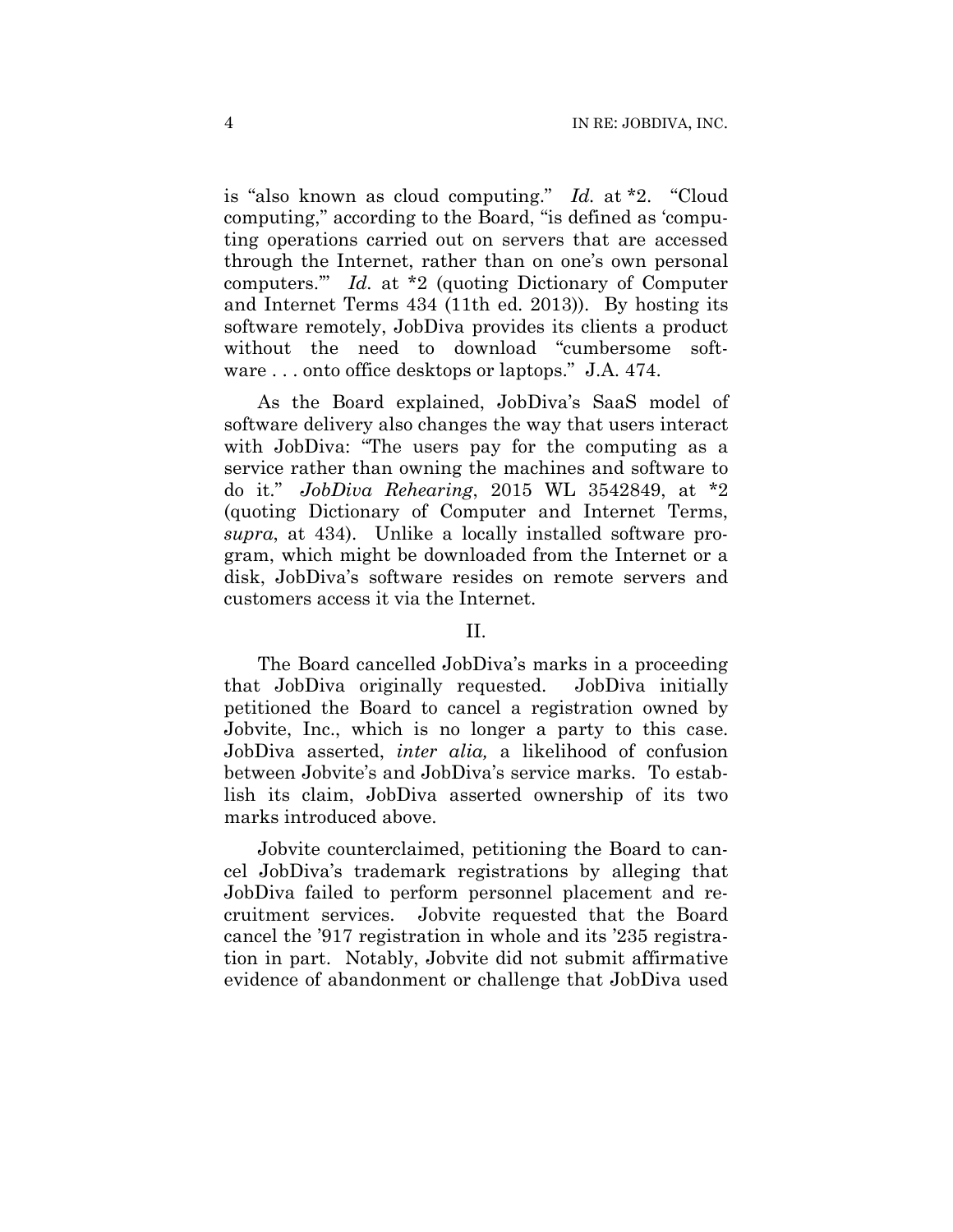is "also known as cloud computing." *Id.* at *2. "Cloud computing," according to the Board, "is defined as 'computing operations carried out on servers that are accessed through the Internet, rather than on one's own personal computers.'" *Id.* at *2 (quoting Dictionary of Computer and Internet Terms 434 (11th ed. 2013)). By hosting its software remotely, JobDiva provides its clients a product without the need to download "cumbersome software . . . onto office desktops or laptops." J.A. 474.

As the Board explained, JobDiva's SaaS model of software delivery also changes the way that users interact with JobDiva: "The users pay for the computing as a service rather than owning the machines and software to do it." *JobDiva Rehearing*, 2015 WL 3542849, at *2 (quoting Dictionary of Computer and Internet Terms, *supra*, at 434). Unlike a locally installed software program, which might be downloaded from the Internet or a disk, JobDiva's software resides on remote servers and customers access it via the Internet.

## II.

The Board cancelled JobDiva's marks in a proceeding that JobDiva originally requested. JobDiva initially petitioned the Board to cancel a registration owned by Jobvite, Inc., which is no longer a party to this case. JobDiva asserted, *inter alia,* a likelihood of confusion between Jobvite's and JobDiva's service marks. To establish its claim, JobDiva asserted ownership of its two marks introduced above.

Jobvite counterclaimed, petitioning the Board to cancel JobDiva's trademark registrations by alleging that JobDiva failed to perform personnel placement and recruitment services. Jobvite requested that the Board cancel the '917 registration in whole and its '235 registration in part. Notably, Jobvite did not submit affirmative evidence of abandonment or challenge that JobDiva used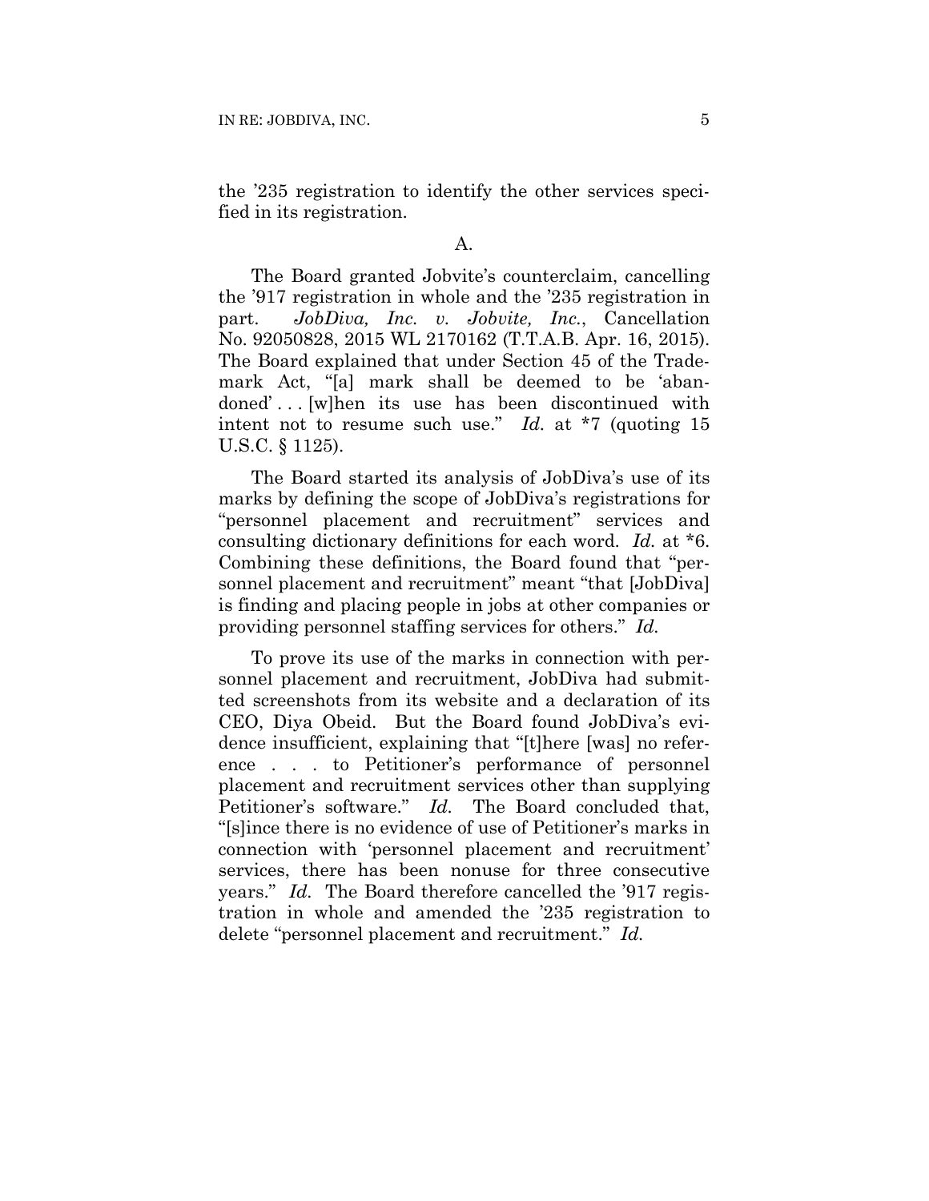the '235 registration to identify the other services specified in its registration.

## A.

The Board granted Jobvite's counterclaim, cancelling the '917 registration in whole and the '235 registration in part. *JobDiva, Inc. v. Jobvite, Inc.*, Cancellation No. 92050828, 2015 WL 2170162 (T.T.A.B. Apr. 16, 2015). The Board explained that under Section 45 of the Trademark Act, "[a] mark shall be deemed to be 'abandoned' . . . [w]hen its use has been discontinued with intent not to resume such use." *Id.* at *7 (quoting 15 U.S.C. § 1125).

The Board started its analysis of JobDiva's use of its marks by defining the scope of JobDiva's registrations for "personnel placement and recruitment" services and consulting dictionary definitions for each word. *Id.* at *6. Combining these definitions, the Board found that "personnel placement and recruitment" meant "that [JobDiva] is finding and placing people in jobs at other companies or providing personnel staffing services for others." *Id.*

To prove its use of the marks in connection with personnel placement and recruitment, JobDiva had submitted screenshots from its website and a declaration of its CEO, Diya Obeid. But the Board found JobDiva's evidence insufficient, explaining that "[t]here [was] no reference . . . to Petitioner's performance of personnel placement and recruitment services other than supplying Petitioner's software." *Id.* The Board concluded that, "[s]ince there is no evidence of use of Petitioner's marks in connection with 'personnel placement and recruitment' services, there has been nonuse for three consecutive years." *Id.* The Board therefore cancelled the '917 registration in whole and amended the '235 registration to delete "personnel placement and recruitment." *Id.*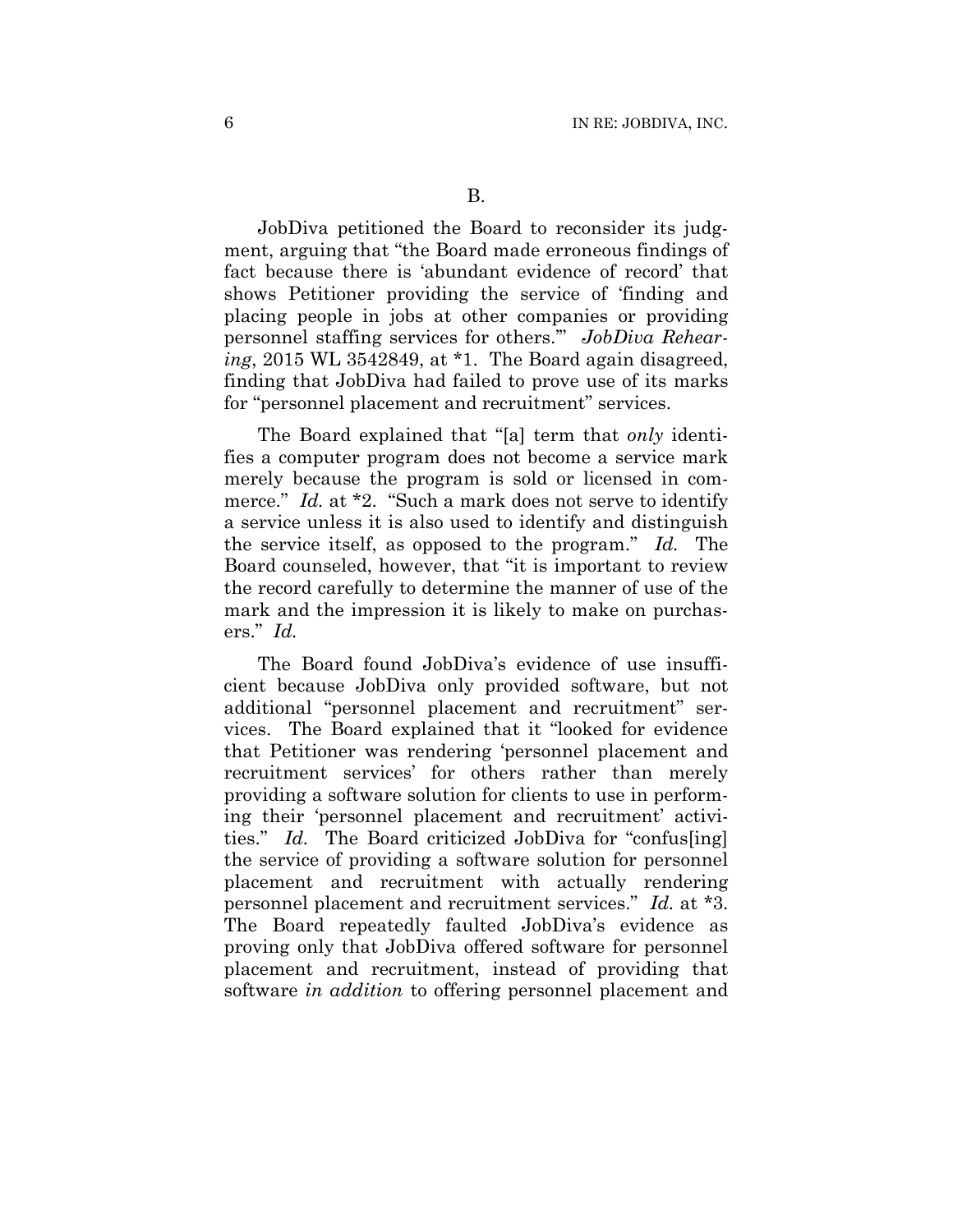## B.

JobDiva petitioned the Board to reconsider its judgment, arguing that "the Board made erroneous findings of fact because there is 'abundant evidence of record' that shows Petitioner providing the service of 'finding and placing people in jobs at other companies or providing personnel staffing services for others.'" *JobDiva Rehearing*, 2015 WL 3542849, at *1. The Board again disagreed, finding that JobDiva had failed to prove use of its marks for "personnel placement and recruitment" services.

The Board explained that "[a] term that *only* identifies a computer program does not become a service mark merely because the program is sold or licensed in commerce." *Id.* at *2. "Such a mark does not serve to identify a service unless it is also used to identify and distinguish the service itself, as opposed to the program." *Id.* The Board counseled, however, that "it is important to review the record carefully to determine the manner of use of the mark and the impression it is likely to make on purchasers." *Id.*

The Board found JobDiva's evidence of use insufficient because JobDiva only provided software, but not additional "personnel placement and recruitment" services. The Board explained that it "looked for evidence that Petitioner was rendering 'personnel placement and recruitment services' for others rather than merely providing a software solution for clients to use in performing their 'personnel placement and recruitment' activities." *Id.* The Board criticized JobDiva for "confus[ing] the service of providing a software solution for personnel placement and recruitment with actually rendering personnel placement and recruitment services." *Id.* at *3. The Board repeatedly faulted JobDiva's evidence as proving only that JobDiva offered software for personnel placement and recruitment, instead of providing that software *in addition* to offering personnel placement and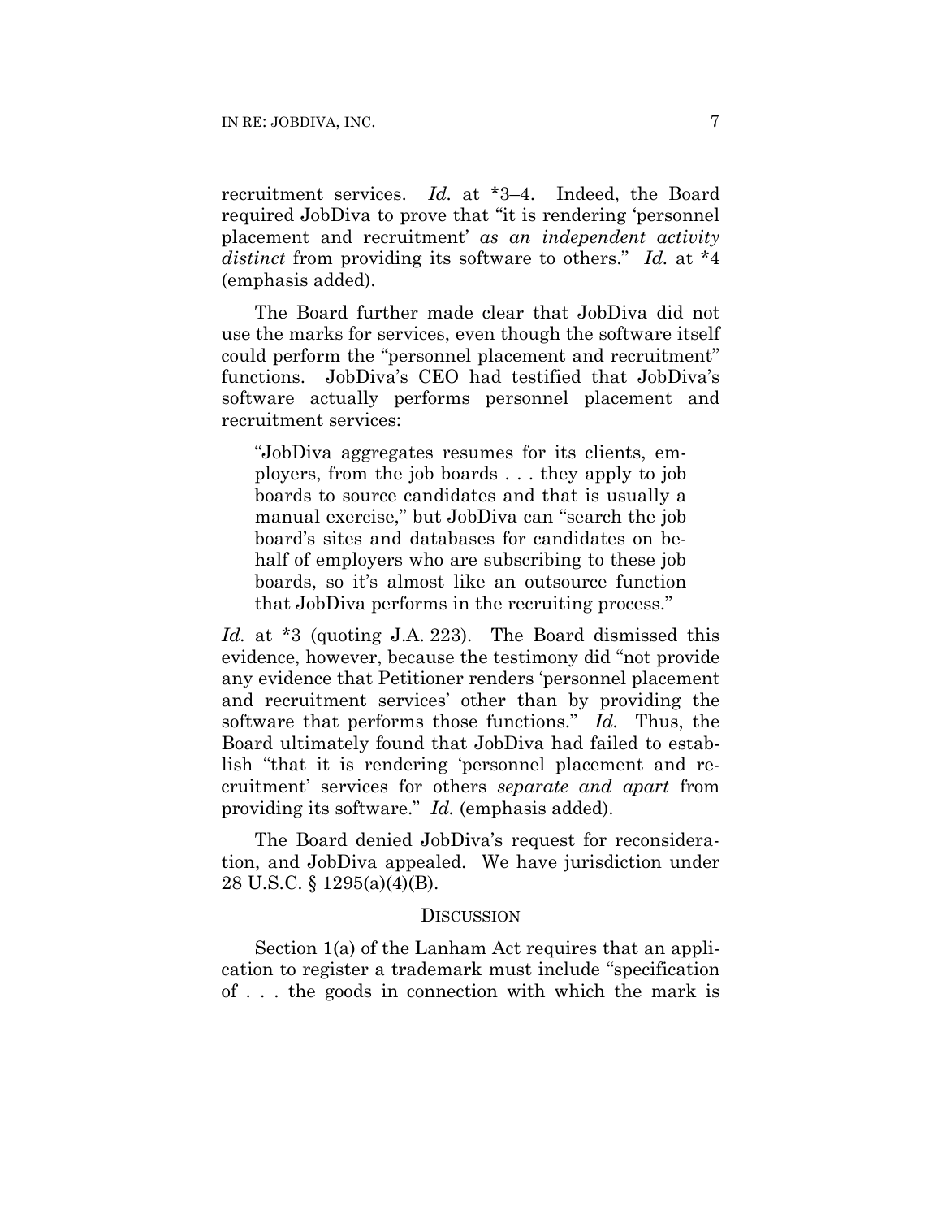recruitment services. *Id.* at *3–4. Indeed, the Board required JobDiva to prove that "it is rendering 'personnel placement and recruitment' *as an independent activity distinct* from providing its software to others." *Id.* at *4 (emphasis added).

The Board further made clear that JobDiva did not use the marks for services, even though the software itself could perform the "personnel placement and recruitment" functions. JobDiva's CEO had testified that JobDiva's software actually performs personnel placement and recruitment services:

> "JobDiva aggregates resumes for its clients, employers, from the job boards . . . they apply to job boards to source candidates and that is usually a manual exercise," but JobDiva can "search the job board's sites and databases for candidates on behalf of employers who are subscribing to these job boards, so it's almost like an outsource function that JobDiva performs in the recruiting process."

*Id.* at *3 (quoting J.A. 223). The Board dismissed this evidence, however, because the testimony did "not provide any evidence that Petitioner renders 'personnel placement and recruitment services' other than by providing the software that performs those functions." *Id.* Thus, the Board ultimately found that JobDiva had failed to establish "that it is rendering 'personnel placement and recruitment' services for others *separate and apart* from providing its software." *Id.* (emphasis added).

The Board denied JobDiva's request for reconsideration, and JobDiva appealed. We have jurisdiction under 28 U.S.C. § 1295(a)(4)(B).

## Discussion

Section 1(a) of the Lanham Act requires that an application to register a trademark must include "specification of . . . the goods in connection with which the mark is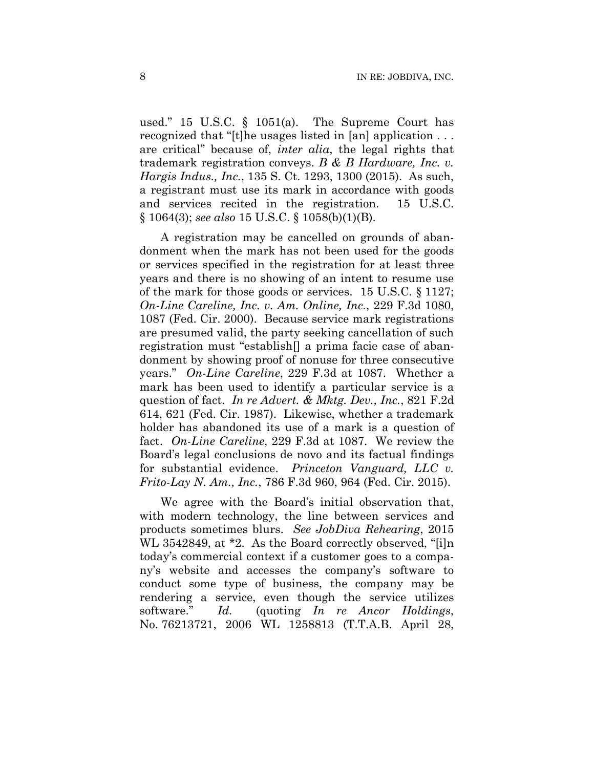used." 15 U.S.C. § 1051(a). The Supreme Court has recognized that "[t]he usages listed in [an] application . . . are critical" because of, *inter alia*, the legal rights that trademark registration conveys. *B & B Hardware, Inc. v. Hargis Indus., Inc.*, 135 S. Ct. 1293, 1300 (2015). As such, a registrant must use its mark in accordance with goods and services recited in the registration. 15 U.S.C. § 1064(3); *see also* 15 U.S.C. § 1058(b)(1)(B).

A registration may be cancelled on grounds of abandonment when the mark has not been used for the goods or services specified in the registration for at least three years and there is no showing of an intent to resume use of the mark for those goods or services. 15 U.S.C. § 1127; *On-Line Careline, Inc. v. Am. Online, Inc.*, 229 F.3d 1080, 1087 (Fed. Cir. 2000). Because service mark registrations are presumed valid, the party seeking cancellation of such registration must "establish[] a prima facie case of abandonment by showing proof of nonuse for three consecutive years." *On-Line Careline*, 229 F.3d at 1087. Whether a mark has been used to identify a particular service is a question of fact. *In re Advert. & Mktg. Dev., Inc.*, 821 F.2d 614, 621 (Fed. Cir. 1987). Likewise, whether a trademark holder has abandoned its use of a mark is a question of fact. *On-Line Careline*, 229 F.3d at 1087. We review the Board's legal conclusions de novo and its factual findings for substantial evidence. *Princeton Vanguard, LLC v. Frito-Lay N. Am., Inc.*, 786 F.3d 960, 964 (Fed. Cir. 2015).

We agree with the Board's initial observation that, with modern technology, the line between services and products sometimes blurs. *See JobDiva Rehearing*, 2015 WL 3542849, at *2. As the Board correctly observed, "[i]n today's commercial context if a customer goes to a company's website and accesses the company's software to conduct some type of business, the company may be rendering a service, even though the service utilizes software." *Id.* (quoting *In re Ancor Holdings*, No. 76213721, 2006 WL 1258813 (T.T.A.B. April 28,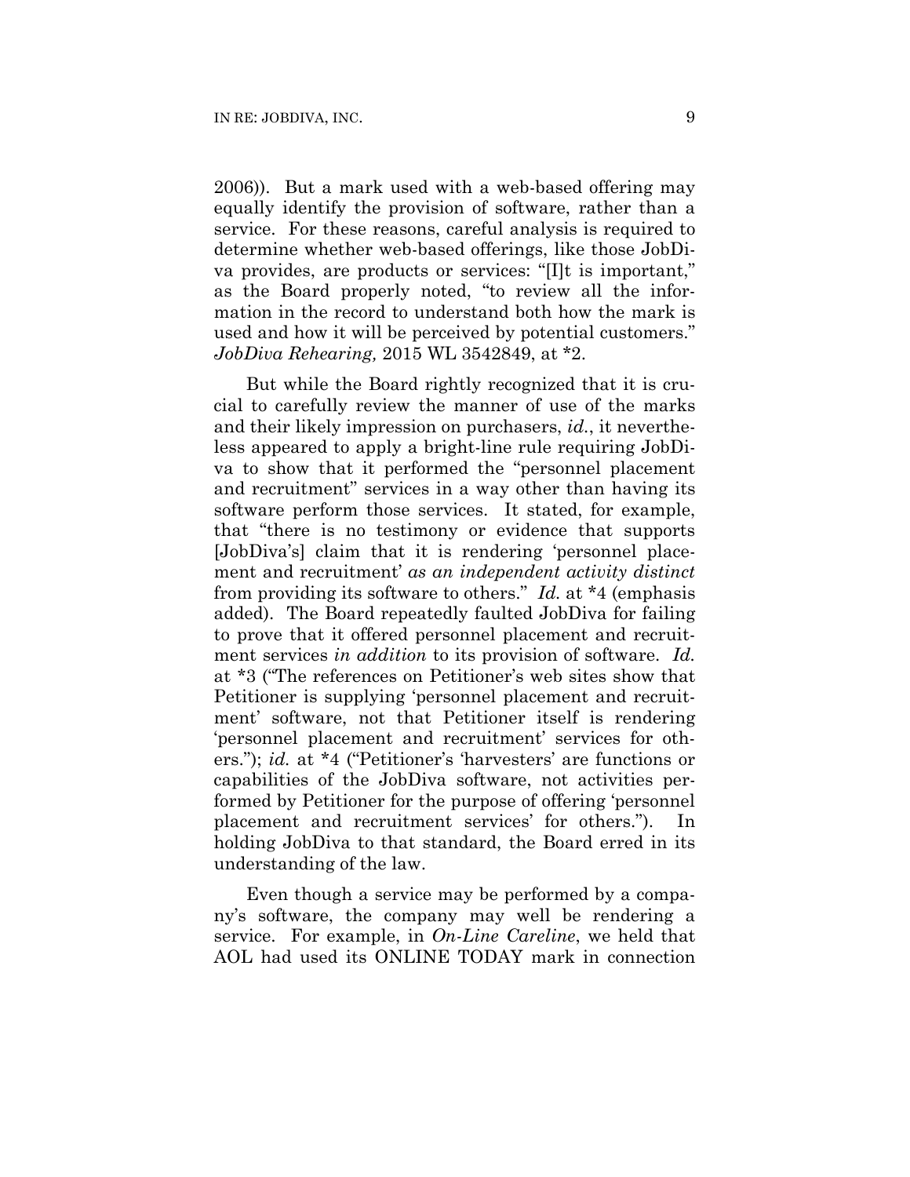2006)). But a mark used with a web-based offering may equally identify the provision of software, rather than a service. For these reasons, careful analysis is required to determine whether web-based offerings, like those JobDiva provides, are products or services: "[I]t is important," as the Board properly noted, "to review all the information in the record to understand both how the mark is used and how it will be perceived by potential customers." *JobDiva Rehearing,* 2015 WL 3542849, at *2.

But while the Board rightly recognized that it is crucial to carefully review the manner of use of the marks and their likely impression on purchasers, *id.*, it nevertheless appeared to apply a bright-line rule requiring JobDiva to show that it performed the "personnel placement and recruitment" services in a way other than having its software perform those services. It stated, for example, that "there is no testimony or evidence that supports [JobDiva's] claim that it is rendering 'personnel placement and recruitment' *as an independent activity distinct* from providing its software to others." *Id.* at *4 (emphasis added). The Board repeatedly faulted JobDiva for failing to prove that it offered personnel placement and recruitment services *in addition* to its provision of software. *Id.* at *3 ("The references on Petitioner's web sites show that Petitioner is supplying 'personnel placement and recruitment' software, not that Petitioner itself is rendering 'personnel placement and recruitment' services for others."); *id.* at *4 ("Petitioner's 'harvesters' are functions or capabilities of the JobDiva software, not activities performed by Petitioner for the purpose of offering 'personnel placement and recruitment services' for others."). In holding JobDiva to that standard, the Board erred in its understanding of the law.

Even though a service may be performed by a company's software, the company may well be rendering a service. For example, in *On-Line Careline*, we held that AOL had used its ONLINE TODAY mark in connection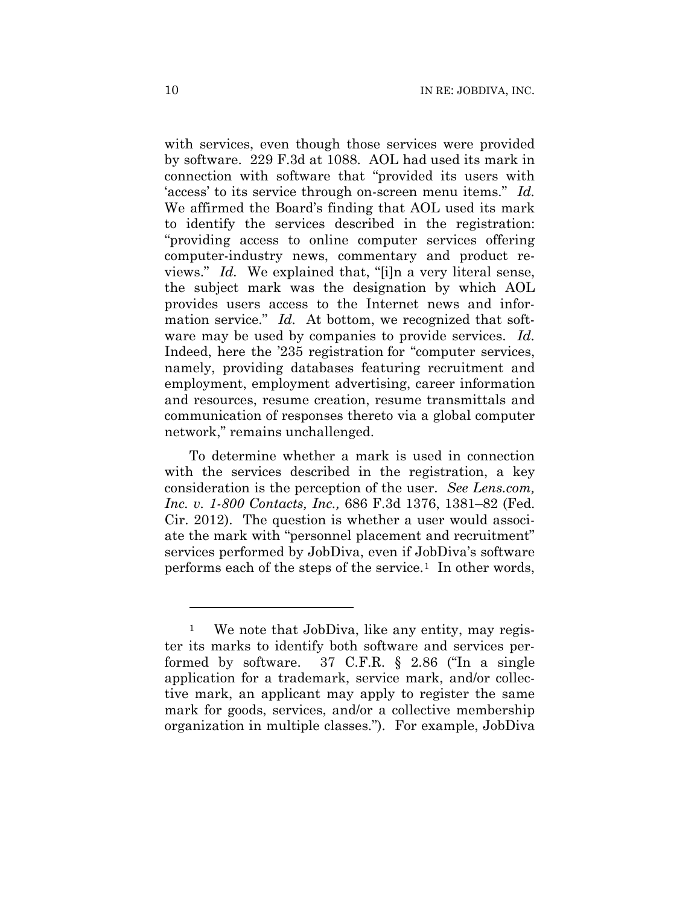with services, even though those services were provided by software. 229 F.3d at 1088. AOL had used its mark in connection with software that "provided its users with 'access' to its service through on-screen menu items." *Id.* We affirmed the Board's finding that AOL used its mark to identify the services described in the registration: "providing access to online computer services offering computer-industry news, commentary and product reviews." *Id.* We explained that, "[i]n a very literal sense, the subject mark was the designation by which AOL provides users access to the Internet news and information service." *Id.* At bottom, we recognized that software may be used by companies to provide services. *Id.* Indeed, here the '235 registration for "computer services, namely, providing databases featuring recruitment and employment, employment advertising, career information and resources, resume creation, resume transmittals and communication of responses thereto via a global computer network," remains unchallenged.

To determine whether a mark is used in connection with the services described in the registration, a key consideration is the perception of the user. *See Lens.com, Inc. v. 1-800 Contacts, Inc.,* 686 F.3d 1376, 1381–82 (Fed. Cir. 2012). The question is whether a user would associate the mark with "personnel placement and recruitment" services performed by JobDiva, even if JobDiva's software performs each of the steps of the service.[1] In other words,

---

[1] We note that JobDiva, like any entity, may register its marks to identify both software and services performed by software. 37 C.F.R. § 2.86 ("In a single application for a trademark, service mark, and/or collective mark, an applicant may apply to register the same mark for goods, services, and/or a collective membership organization in multiple classes."). For example, JobDiva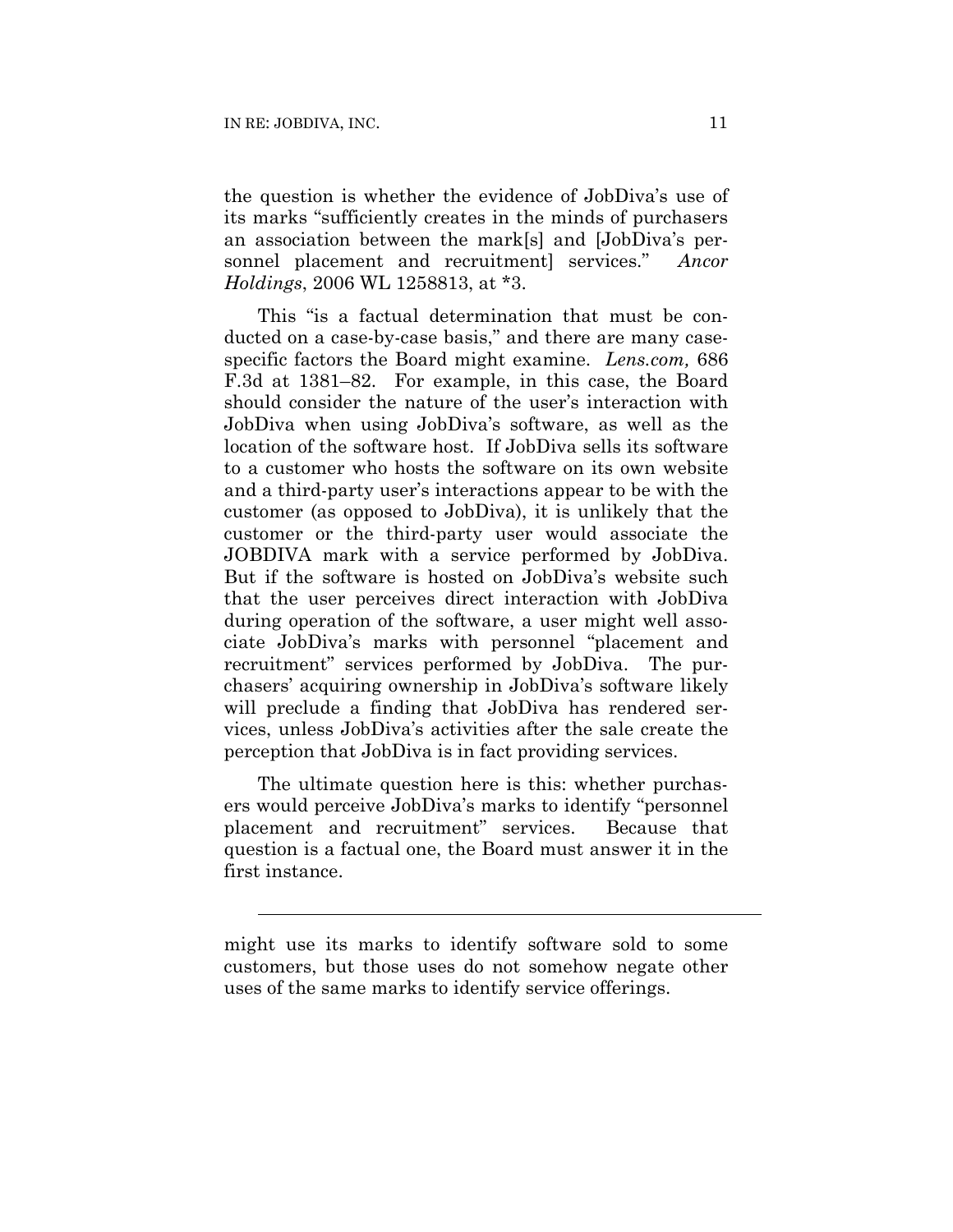the question is whether the evidence of JobDiva's use of its marks "sufficiently creates in the minds of purchasers an association between the mark[s] and [JobDiva's personnel placement and recruitment] services." *Ancor Holdings*, 2006 WL 1258813, at *3.

This "is a factual determination that must be conducted on a case-by-case basis," and there are many case-specific factors the Board might examine. *Lens.com,* 686 F.3d at 1381–82. For example, in this case, the Board should consider the nature of the user's interaction with JobDiva when using JobDiva's software, as well as the location of the software host. If JobDiva sells its software to a customer who hosts the software on its own website and a third-party user's interactions appear to be with the customer (as opposed to JobDiva), it is unlikely that the customer or the third-party user would associate the JOBDIVA mark with a service performed by JobDiva. But if the software is hosted on JobDiva's website such that the user perceives direct interaction with JobDiva during operation of the software, a user might well associate JobDiva's marks with personnel "placement and recruitment" services performed by JobDiva. The purchasers' acquiring ownership in JobDiva's software likely will preclude a finding that JobDiva has rendered services, unless JobDiva's activities after the sale create the perception that JobDiva is in fact providing services.

The ultimate question here is this: whether purchasers would perceive JobDiva's marks to identify "personnel placement and recruitment" services. Because that question is a factual one, the Board must answer it in the first instance.

---

might use its marks to identify software sold to some customers, but those uses do not somehow negate other uses of the same marks to identify service offerings.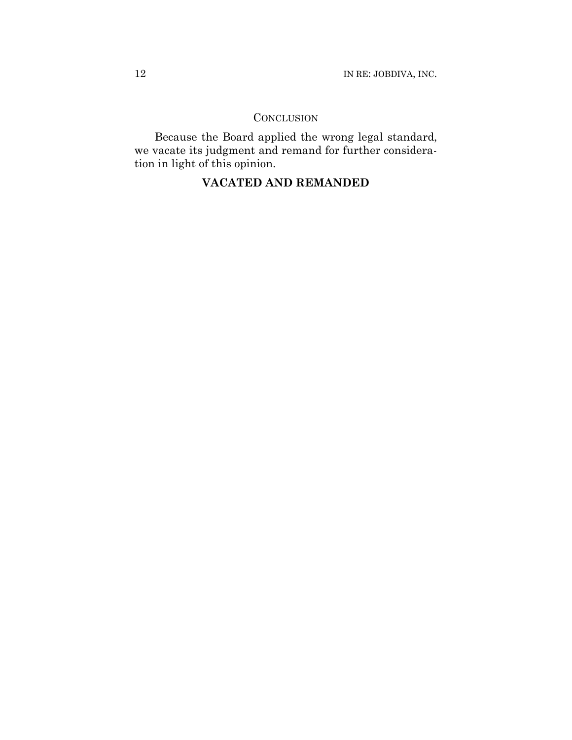## CONCLUSION

Because the Board applied the wrong legal standard, we vacate its judgment and remand for further consideration in light of this opinion.

**VACATED AND REMANDED**